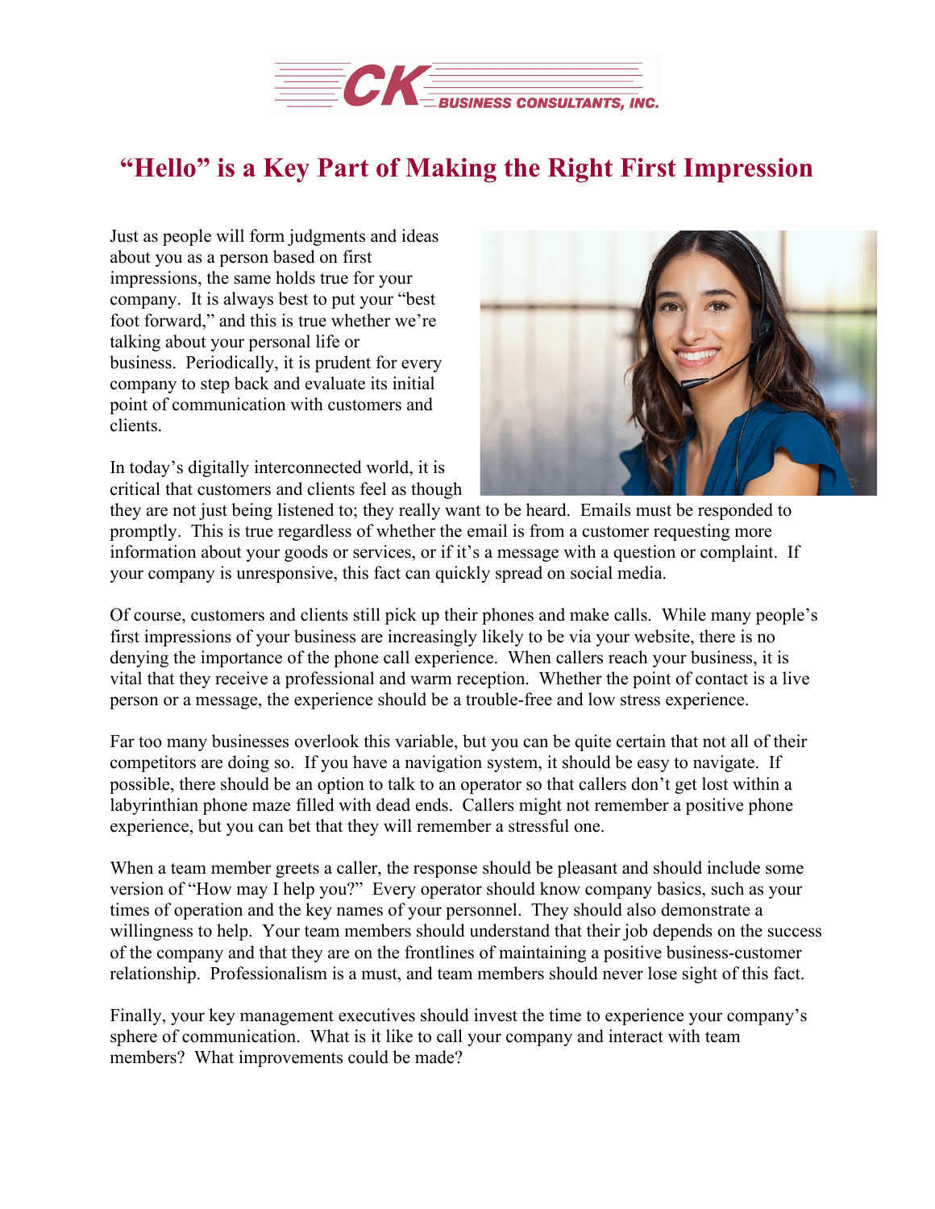# "Hello" is a Key Part of Making the Right First Impression

Just as people will form judgments and ideas about you as a person based on first impressions, the same holds true for your company. It is always best to put your "best foot forward," and this is true whether we're talking about your personal life or business. Periodically, it is prudent for every company to step back and evaluate its initial point of communication with customers and clients.

In today's digitally interconnected world, it is critical that customers and clients feel as though they are not just being listened to; they really want to be heard. Emails must be responded to promptly. This is true regardless of whether the email is from a customer requesting more information about your goods or services, or if it's a message with a question or complaint. If your company is unresponsive, this fact can quickly spread on social media.

Of course, customers and clients still pick up their phones and make calls. While many people's first impressions of your business are increasingly likely to be via your website, there is no denying the importance of the phone call experience. When callers reach your business, it is vital that they receive a professional and warm reception. Whether the point of contact is a live person or a message, the experience should be a trouble-free and low stress experience.

Far too many businesses overlook this variable, but you can be quite certain that not all of their competitors are doing so. If you have a navigation system, it should be easy to navigate. If possible, there should be an option to talk to an operator so that callers don't get lost within a labyrinthian phone maze filled with dead ends. Callers might not remember a positive phone experience, but you can bet that they will remember a stressful one.

When a team member greets a caller, the response should be pleasant and should include some version of "How may I help you?" Every operator should know company basics, such as your times of operation and the key names of your personnel. They should also demonstrate a willingness to help. Your team members should understand that their job depends on the success of the company and that they are on the frontlines of maintaining a positive business-customer relationship. Professionalism is a must, and team members should never lose sight of this fact.

Finally, your key management executives should invest the time to experience your company's sphere of communication. What is it like to call your company and interact with team members? What improvements could be made?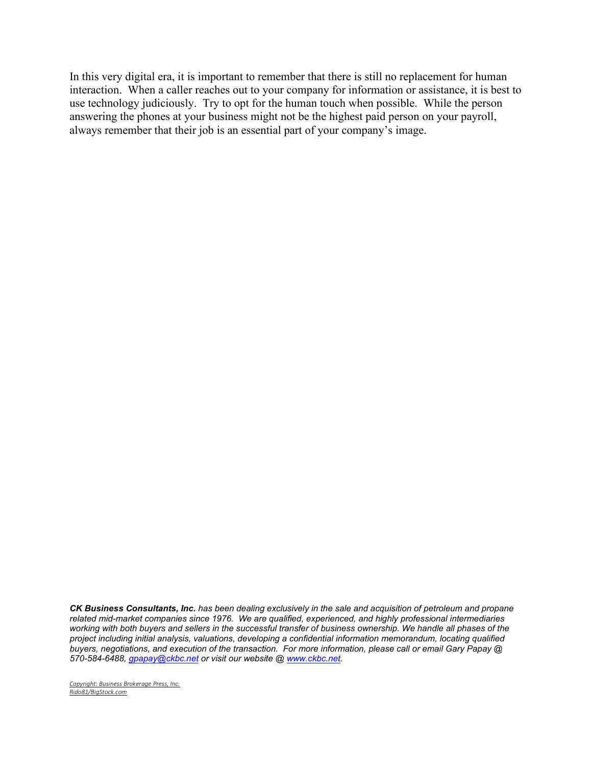In this very digital era, it is important to remember that there is still no replacement for human interaction. When a caller reaches out to your company for information or assistance, it is best to use technology judiciously. Try to opt for the human touch when possible. While the person answering the phones at your business might not be the highest paid person on your payroll, always remember that their job is an essential part of your company's image.

***CK Business Consultants, Inc.*** *has been dealing exclusively in the sale and acquisition of petroleum and propane related mid-market companies since 1976. We are qualified, experienced, and highly professional intermediaries working with both buyers and sellers in the successful transfer of business ownership. We handle all phases of the project including initial analysis, valuations, developing a confidential information memorandum, locating qualified buyers, negotiations, and execution of the transaction. For more information, please call or email Gary Papay @ 570-584-6488, [gpapay@ckbc.net](mailto:gpapay@ckbc.net) or visit our website @ [www.ckbc.net](http://www.ckbc.net).*

*Copyright: Business Brokerage Press, Inc.*
*Rido81/BigStock.com*